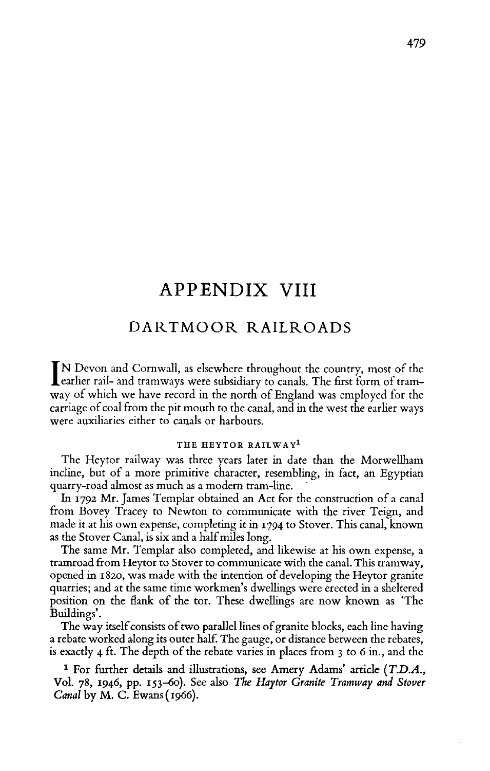# APPENDIX VIII

## DARTMOOR RAILROADS

In Devon and Cornwall, as elsewhere throughout the country, most of the earlier rail- and tramways were subsidiary to canals. The first form of tramway of which we have record in the north of England was employed for the carriage of coal from the pit mouth to the canal, and in the west the earlier ways were auxiliaries either to canals or harbours.

### THE HEYTOR RAILWAY[1]

The Heytor railway was three years later in date than the Morwellham incline, but of a more primitive character, resembling, in fact, an Egyptian quarry-road almost as much as a modern tram-line.

In 1792 Mr. James Templar obtained an Act for the construction of a canal from Bovey Tracey to Newton to communicate with the river Teign, and made it at his own expense, completing it in 1794 to Stover. This canal, known as the Stover Canal, is six and a half miles long.

The same Mr. Templar also completed, and likewise at his own expense, a tramroad from Heytor to Stover to communicate with the canal. This tramway, opened in 1820, was made with the intention of developing the Heytor granite quarries; and at the same time workmen's dwellings were erected in a sheltered position on the flank of the tor. These dwellings are now known as 'The Buildings'.

The way itself consists of two parallel lines of granite blocks, each line having a rebate worked along its outer half. The gauge, or distance between the rebates, is exactly 4 ft. The depth of the rebate varies in places from 3 to 6 in., and the

[1] For further details and illustrations, see Amery Adams' article (*T.D.A.*, Vol. 78, 1946, pp. 153–60). See also *The Haytor Granite Tramway and Stover Canal* by M. C. Ewans (1966).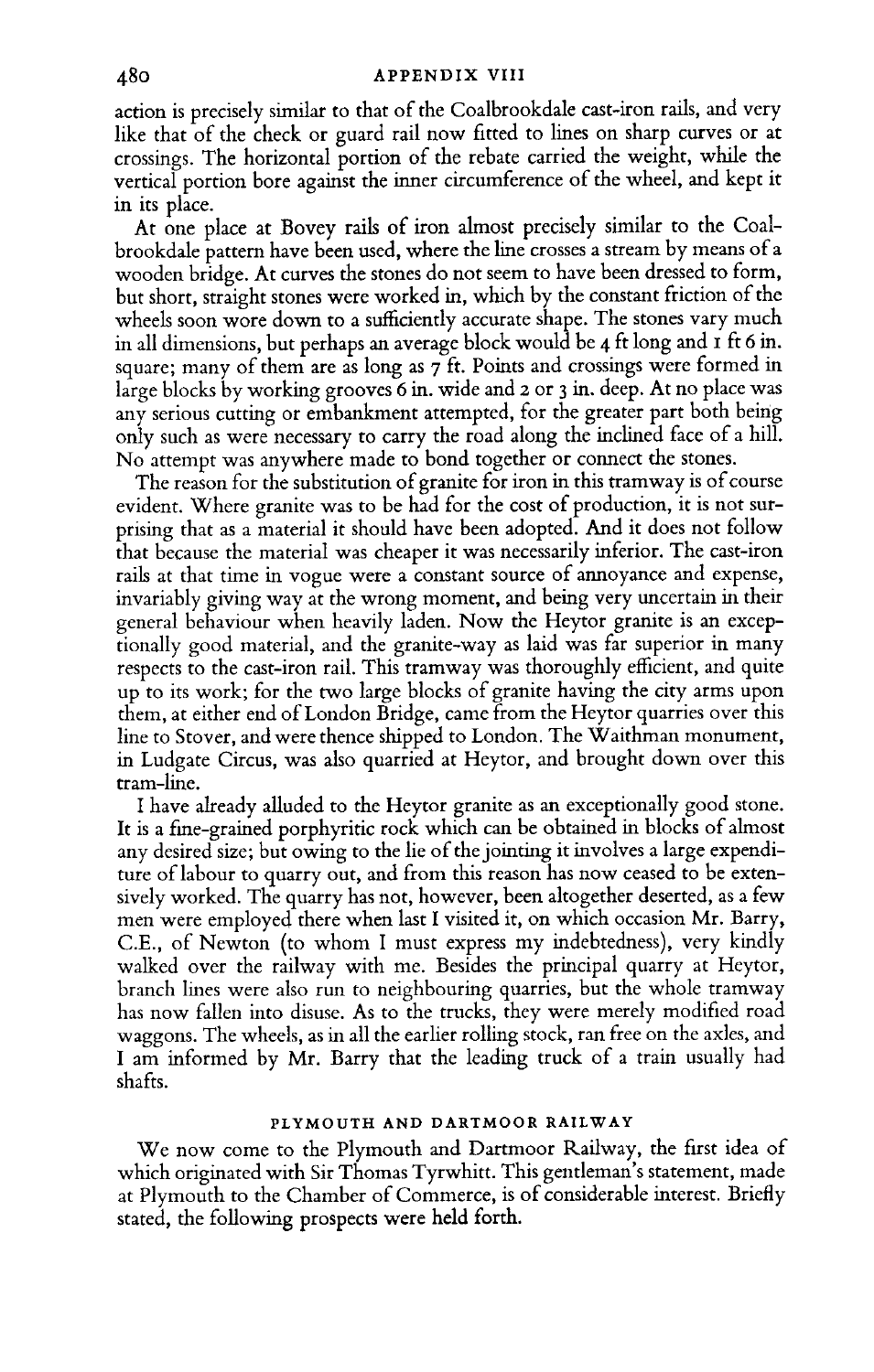action is precisely similar to that of the Coalbrookdale cast-iron rails, and very like that of the check or guard rail now fitted to lines on sharp curves or at crossings. The horizontal portion of the rebate carried the weight, while the vertical portion bore against the inner circumference of the wheel, and kept it in its place.

At one place at Bovey rails of iron almost precisely similar to the Coalbrookdale pattern have been used, where the line crosses a stream by means of a wooden bridge. At curves the stones do not seem to have been dressed to form, but short, straight stones were worked in, which by the constant friction of the wheels soon wore down to a sufficiently accurate shape. The stones vary much in all dimensions, but perhaps an average block would be 4 ft long and 1 ft 6 in. square; many of them are as long as 7 ft. Points and crossings were formed in large blocks by working grooves 6 in. wide and 2 or 3 in. deep. At no place was any serious cutting or embankment attempted, for the greater part both being only such as were necessary to carry the road along the inclined face of a hill. No attempt was anywhere made to bond together or connect the stones.

The reason for the substitution of granite for iron in this tramway is of course evident. Where granite was to be had for the cost of production, it is not surprising that as a material it should have been adopted. And it does not follow that because the material was cheaper it was necessarily inferior. The cast-iron rails at that time in vogue were a constant source of annoyance and expense, invariably giving way at the wrong moment, and being very uncertain in their general behaviour when heavily laden. Now the Heytor granite is an exceptionally good material, and the granite-way as laid was far superior in many respects to the cast-iron rail. This tramway was thoroughly efficient, and quite up to its work; for the two large blocks of granite having the city arms upon them, at either end of London Bridge, came from the Heytor quarries over this line to Stover, and were thence shipped to London. The Waithman monument, in Ludgate Circus, was also quarried at Heytor, and brought down over this tram-line.

I have already alluded to the Heytor granite as an exceptionally good stone. It is a fine-grained porphyritic rock which can be obtained in blocks of almost any desired size; but owing to the lie of the jointing it involves a large expenditure of labour to quarry out, and from this reason has now ceased to be extensively worked. The quarry has not, however, been altogether deserted, as a few men were employed there when last I visited it, on which occasion Mr. Barry, C.E., of Newton (to whom I must express my indebtedness), very kindly walked over the railway with me. Besides the principal quarry at Heytor, branch lines were also run to neighbouring quarries, but the whole tramway has now fallen into disuse. As to the trucks, they were merely modified road waggons. The wheels, as in all the earlier rolling stock, ran free on the axles, and I am informed by Mr. Barry that the leading truck of a train usually had shafts.

### PLYMOUTH AND DARTMOOR RAILWAY

We now come to the Plymouth and Dartmoor Railway, the first idea of which originated with Sir Thomas Tyrwhitt. This gentleman's statement, made at Plymouth to the Chamber of Commerce, is of considerable interest. Briefly stated, the following prospects were held forth.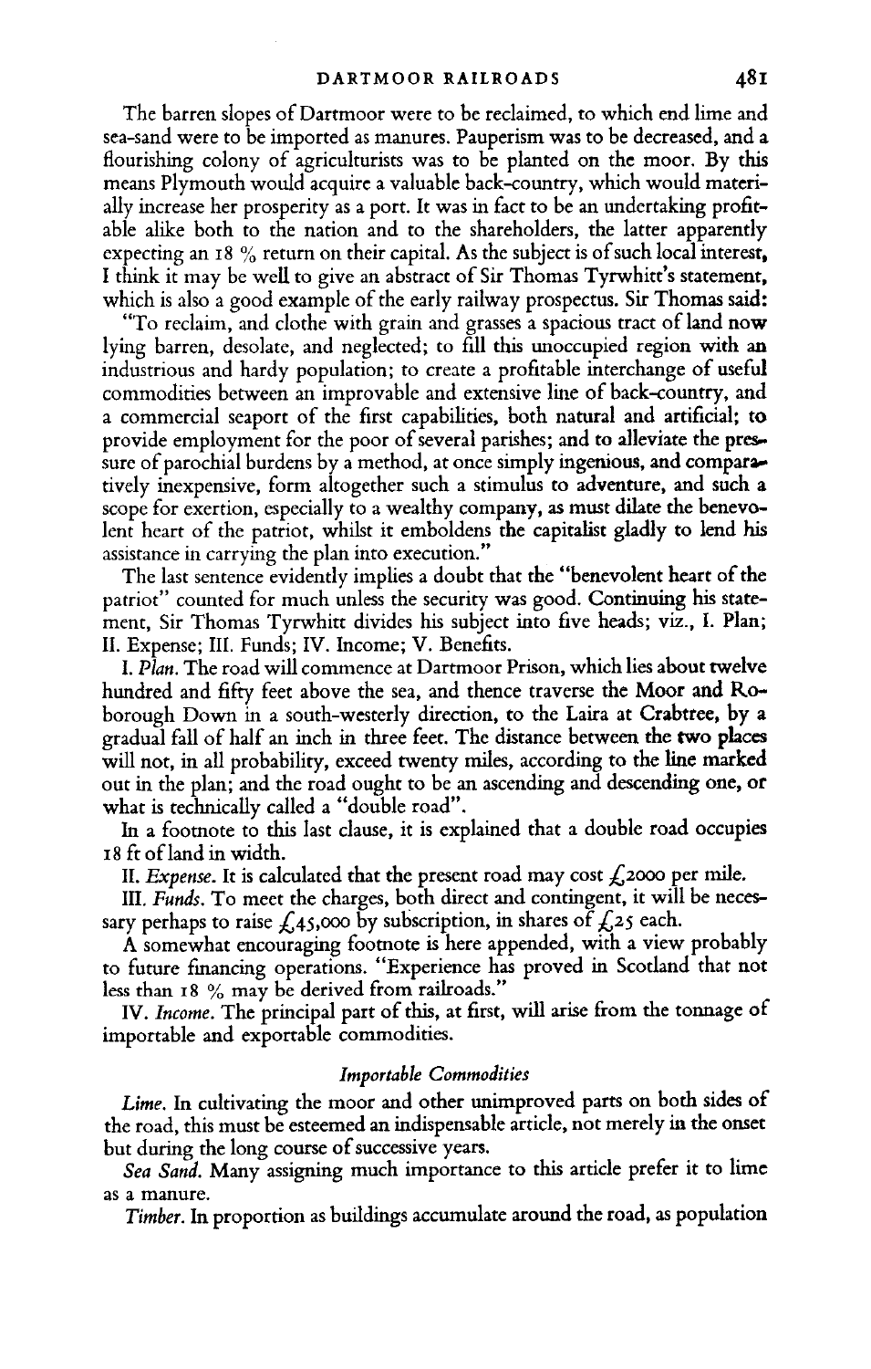The barren slopes of Dartmoor were to be reclaimed, to which end lime and sea-sand were to be imported as manures. Pauperism was to be decreased, and a flourishing colony of agriculturists was to be planted on the moor. By this means Plymouth would acquire a valuable back-country, which would materially increase her prosperity as a port. It was in fact to be an undertaking profitable alike both to the nation and to the shareholders, the latter apparently expecting an 18 % return on their capital. As the subject is of such local interest, I think it may be well to give an abstract of Sir Thomas Tyrwhitt's statement, which is also a good example of the early railway prospectus. Sir Thomas said:

"To reclaim, and clothe with grain and grasses a spacious tract of land now lying barren, desolate, and neglected; to fill this unoccupied region with an industrious and hardy population; to create a profitable interchange of useful commodities between an improvable and extensive line of back-country, and a commercial seaport of the first capabilities, both natural and artificial; to provide employment for the poor of several parishes; and to alleviate the pressure of parochial burdens by a method, at once simply ingenious, and comparatively inexpensive, form altogether such a stimulus to adventure, and such a scope for exertion, especially to a wealthy company, as must dilate the benevolent heart of the patriot, whilst it emboldens the capitalist gladly to lend his assistance in carrying the plan into execution."

The last sentence evidently implies a doubt that the "benevolent heart of the patriot" counted for much unless the security was good. Continuing his statement, Sir Thomas Tyrwhitt divides his subject into five heads; viz., I. Plan; II. Expense; III. Funds; IV. Income; V. Benefits.

I. *Plan.* The road will commence at Dartmoor Prison, which lies about twelve hundred and fifty feet above the sea, and thence traverse the Moor and Roborough Down in a south-westerly direction, to the Laira at Crabtree, by a gradual fall of half an inch in three feet. The distance between the two places will not, in all probability, exceed twenty miles, according to the line marked out in the plan; and the road ought to be an ascending and descending one, or what is technically called a "double road".

In a footnote to this last clause, it is explained that a double road occupies 18 ft of land in width.

II. *Expense.* It is calculated that the present road may cost £2000 per mile.

III. *Funds.* To meet the charges, both direct and contingent, it will be necessary perhaps to raise £45,000 by subscription, in shares of £25 each.

A somewhat encouraging footnote is here appended, with a view probably to future financing operations. "Experience has proved in Scotland that not less than 18 % may be derived from railroads."

IV. *Income.* The principal part of this, at first, will arise from the tonnage of importable and exportable commodities.

### *Importable Commodities*

*Lime.* In cultivating the moor and other unimproved parts on both sides of the road, this must be esteemed an indispensable article, not merely in the onset but during the long course of successive years.

*Sea Sand.* Many assigning much importance to this article prefer it to lime as a manure.

*Timber.* In proportion as buildings accumulate around the road, as population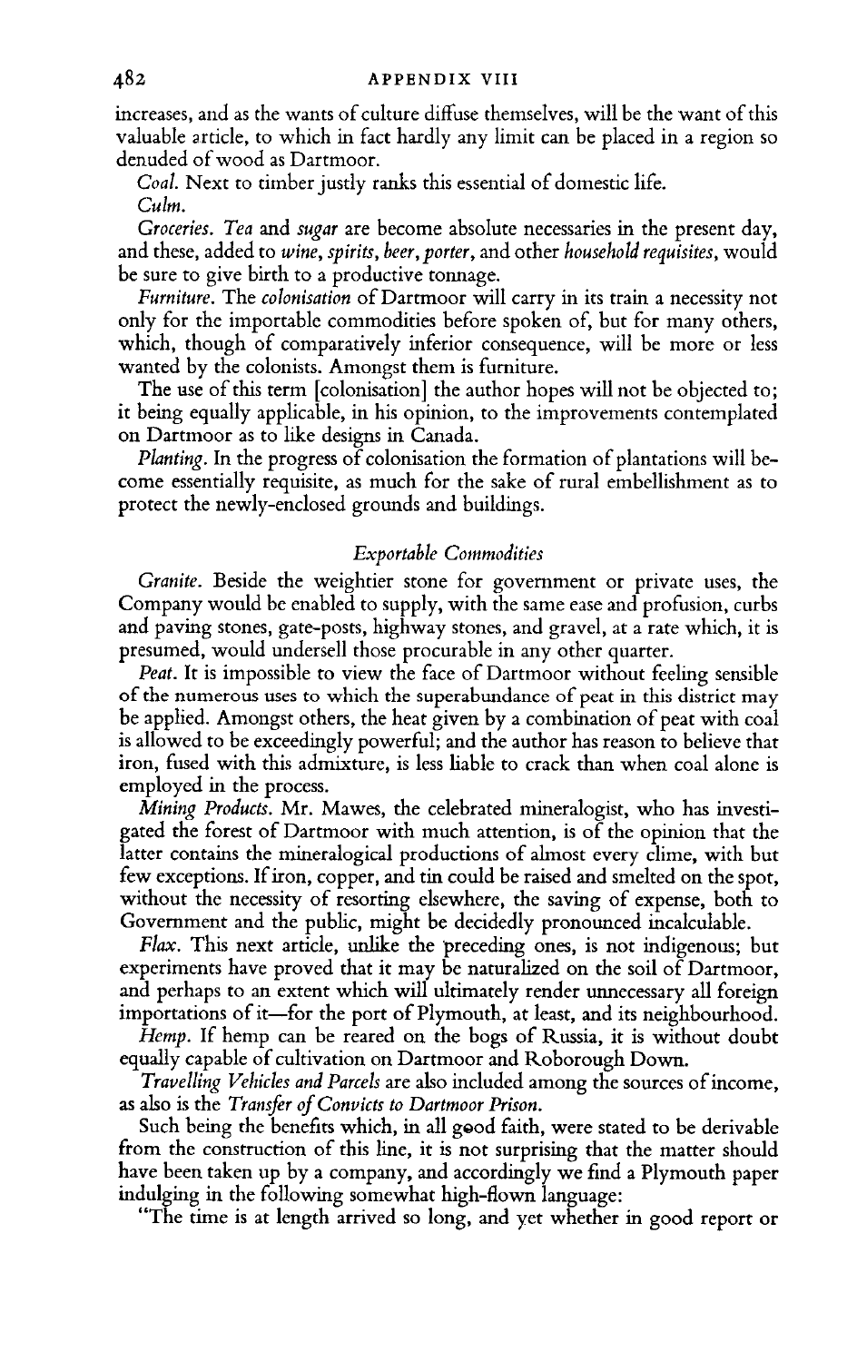increases, and as the wants of culture diffuse themselves, will be the want of this valuable article, to which in fact hardly any limit can be placed in a region so denuded of wood as Dartmoor.

*Coal.* Next to timber justly ranks this essential of domestic life.

*Culm.*

*Groceries. Tea* and *sugar* are become absolute necessaries in the present day, and these, added to *wine, spirits, beer, porter,* and other *household requisites,* would be sure to give birth to a productive tonnage.

*Furniture.* The *colonisation* of Dartmoor will carry in its train a necessity not only for the importable commodities before spoken of, but for many others, which, though of comparatively inferior consequence, will be more or less wanted by the colonists. Amongst them is furniture.

The use of this term [colonisation] the author hopes will not be objected to; it being equally applicable, in his opinion, to the improvements contemplated on Dartmoor as to like designs in Canada.

*Planting.* In the progress of colonisation the formation of plantations will become essentially requisite, as much for the sake of rural embellishment as to protect the newly-enclosed grounds and buildings.

### *Exportable Commodities*

*Granite.* Beside the weightier stone for government or private uses, the Company would be enabled to supply, with the same ease and profusion, curbs and paving stones, gate-posts, highway stones, and gravel, at a rate which, it is presumed, would undersell those procurable in any other quarter.

*Peat.* It is impossible to view the face of Dartmoor without feeling sensible of the numerous uses to which the superabundance of peat in this district may be applied. Amongst others, the heat given by a combination of peat with coal is allowed to be exceedingly powerful; and the author has reason to believe that iron, fused with this admixture, is less liable to crack than when coal alone is employed in the process.

*Mining Products.* Mr. Mawes, the celebrated mineralogist, who has investigated the forest of Dartmoor with much attention, is of the opinion that the latter contains the mineralogical productions of almost every clime, with but few exceptions. If iron, copper, and tin could be raised and smelted on the spot, without the necessity of resorting elsewhere, the saving of expense, both to Government and the public, might be decidedly pronounced incalculable.

*Flax.* This next article, unlike the preceding ones, is not indigenous; but experiments have proved that it may be naturalized on the soil of Dartmoor, and perhaps to an extent which will ultimately render unnecessary all foreign importations of it—for the port of Plymouth, at least, and its neighbourhood.

*Hemp.* If hemp can be reared on the bogs of Russia, it is without doubt equally capable of cultivation on Dartmoor and Roborough Down.

*Travelling Vehicles and Parcels* are also included among the sources of income, as also is the *Transfer of Convicts to Dartmoor Prison.*

Such being the benefits which, in all good faith, were stated to be derivable from the construction of this line, it is not surprising that the matter should have been taken up by a company, and accordingly we find a Plymouth paper indulging in the following somewhat high-flown language:

"The time is at length arrived so long, and yet whether in good report or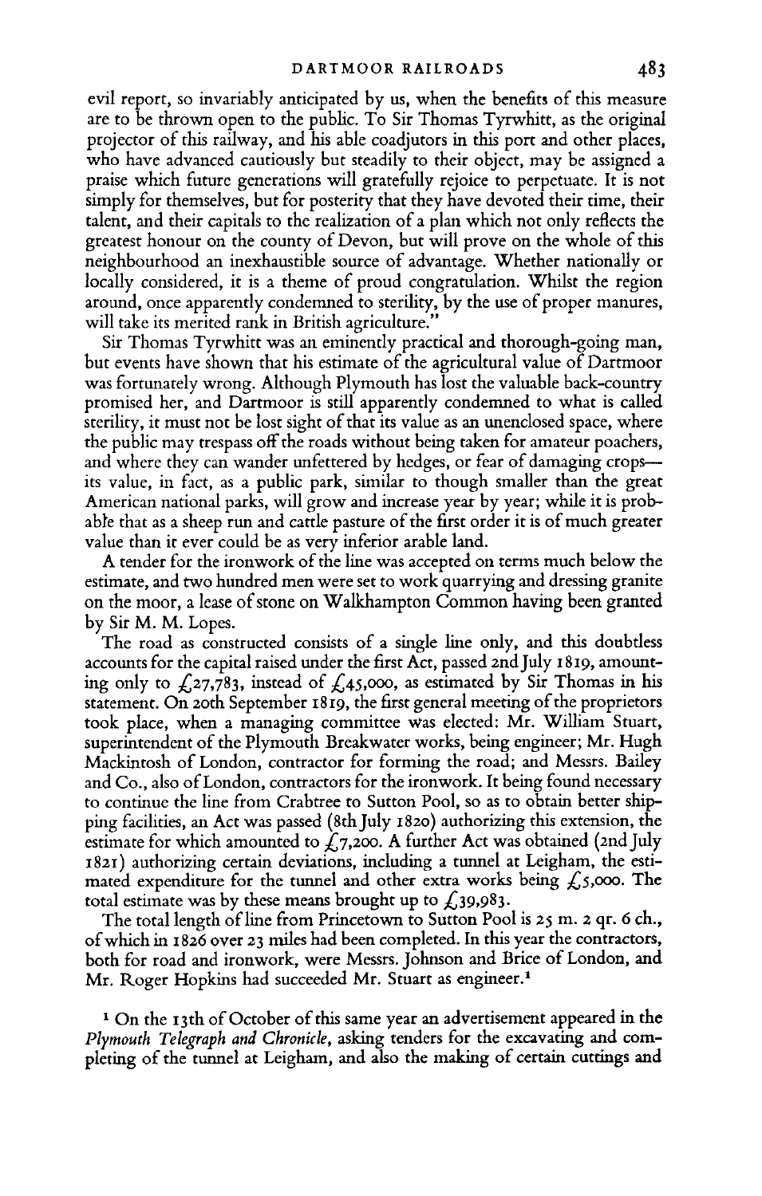evil report, so invariably anticipated by us, when the benefits of this measure are to be thrown open to the public. To Sir Thomas Tyrwhitt, as the original projector of this railway, and his able coadjutors in this port and other places, who have advanced cautiously but steadily to their object, may be assigned a praise which future generations will gratefully rejoice to perpetuate. It is not simply for themselves, but for posterity that they have devoted their time, their talent, and their capitals to the realization of a plan which not only reflects the greatest honour on the county of Devon, but will prove on the whole of this neighbourhood an inexhaustible source of advantage. Whether nationally or locally considered, it is a theme of proud congratulation. Whilst the region around, once apparently condemned to sterility, by the use of proper manures, will take its merited rank in British agriculture."

Sir Thomas Tyrwhitt was an eminently practical and thorough-going man, but events have shown that his estimate of the agricultural value of Dartmoor was fortunately wrong. Although Plymouth has lost the valuable back-country promised her, and Dartmoor is still apparently condemned to what is called sterility, it must not be lost sight of that its value as an unenclosed space, where the public may trespass off the roads without being taken for amateur poachers, and where they can wander unfettered by hedges, or fear of damaging crops—its value, in fact, as a public park, similar to though smaller than the great American national parks, will grow and increase year by year; while it is probable that as a sheep run and cattle pasture of the first order it is of much greater value than it ever could be as very inferior arable land.

A tender for the ironwork of the line was accepted on terms much below the estimate, and two hundred men were set to work quarrying and dressing granite on the moor, a lease of stone on Walkhampton Common having been granted by Sir M. M. Lopes.

The road as constructed consists of a single line only, and this doubtless accounts for the capital raised under the first Act, passed 2nd July 1819, amounting only to £27,783, instead of £45,000, as estimated by Sir Thomas in his statement. On 20th September 1819, the first general meeting of the proprietors took place, when a managing committee was elected: Mr. William Stuart, superintendent of the Plymouth Breakwater works, being engineer; Mr. Hugh Mackintosh of London, contractor for forming the road; and Messrs. Bailey and Co., also of London, contractors for the ironwork. It being found necessary to continue the line from Crabtree to Sutton Pool, so as to obtain better shipping facilities, an Act was passed (8th July 1820) authorizing this extension, the estimate for which amounted to £7,200. A further Act was obtained (2nd July 1821) authorizing certain deviations, including a tunnel at Leigham, the estimated expenditure for the tunnel and other extra works being £5,000. The total estimate was by these means brought up to £39,983.

The total length of line from Princetown to Sutton Pool is 25 m. 2 qr. 6 ch., of which in 1826 over 23 miles had been completed. In this year the contractors, both for road and ironwork, were Messrs. Johnson and Brice of London, and Mr. Roger Hopkins had succeeded Mr. Stuart as engineer.[1]

[1] On the 13th of October of this same year an advertisement appeared in the *Plymouth Telegraph and Chronicle*, asking tenders for the excavating and completing of the tunnel at Leigham, and also the making of certain cuttings and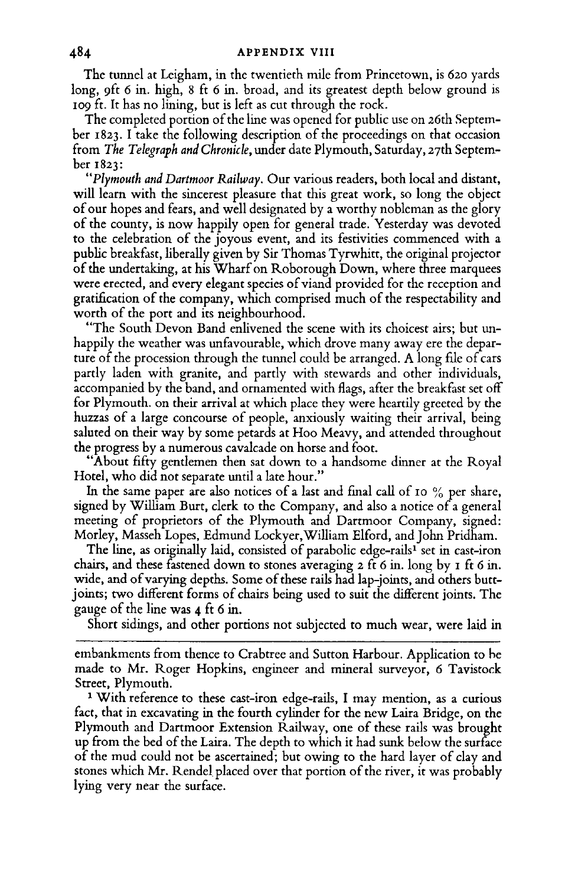The tunnel at Leigham, in the twentieth mile from Princetown, is 620 yards long, 9ft 6 in. high, 8 ft 6 in. broad, and its greatest depth below ground is 109 ft. It has no lining, but is left as cut through the rock.

The completed portion of the line was opened for public use on 26th September 1823. I take the following description of the proceedings on that occasion from *The Telegraph and Chronicle*, under date Plymouth, Saturday, 27th September 1823:

"*Plymouth and Dartmoor Railway.* Our various readers, both local and distant, will learn with the sincerest pleasure that this great work, so long the object of our hopes and fears, and well designated by a worthy nobleman as the glory of the county, is now happily open for general trade. Yesterday was devoted to the celebration of the joyous event, and its festivities commenced with a public breakfast, liberally given by Sir Thomas Tyrwhitt, the original projector of the undertaking, at his Wharf on Roborough Down, where three marquees were erected, and every elegant species of viand provided for the reception and gratification of the company, which comprised much of the respectability and worth of the port and its neighbourhood.

"The South Devon Band enlivened the scene with its choicest airs; but unhappily the weather was unfavourable, which drove many away ere the departure of the procession through the tunnel could be arranged. A long file of cars partly laden with granite, and partly with stewards and other individuals, accompanied by the band, and ornamented with flags, after the breakfast set off for Plymouth. on their arrival at which place they were heartily greeted by the huzzas of a large concourse of people, anxiously waiting their arrival, being saluted on their way by some petards at Hoo Meavy, and attended throughout the progress by a numerous cavalcade on horse and foot.

"About fifty gentlemen then sat down to a handsome dinner at the Royal Hotel, who did not separate until a late hour."

In the same paper are also notices of a last and final call of 10 % per share, signed by William Burt, clerk to the Company, and also a notice of a general meeting of proprietors of the Plymouth and Dartmoor Company, signed: Morley, Masseh Lopes, Edmund Lockyer, William Elford, and John Pridham.

The line, as originally laid, consisted of parabolic edge-rails[1] set in cast-iron chairs, and these fastened down to stones averaging 2 ft 6 in. long by 1 ft 6 in. wide, and of varying depths. Some of these rails had lap-joints, and others butt-joints; two different forms of chairs being used to suit the different joints. The gauge of the line was 4 ft 6 in.

Short sidings, and other portions not subjected to much wear, were laid in

---

embankments from thence to Crabtree and Sutton Harbour. Application to be made to Mr. Roger Hopkins, engineer and mineral surveyor, 6 Tavistock Street, Plymouth.

[1] With reference to these cast-iron edge-rails, I may mention, as a curious fact, that in excavating in the fourth cylinder for the new Laira Bridge, on the Plymouth and Dartmoor Extension Railway, one of these rails was brought up from the bed of the Laira. The depth to which it had sunk below the surface of the mud could not be ascertained; but owing to the hard layer of clay and stones which Mr. Rendel placed over that portion of the river, it was probably lying very near the surface.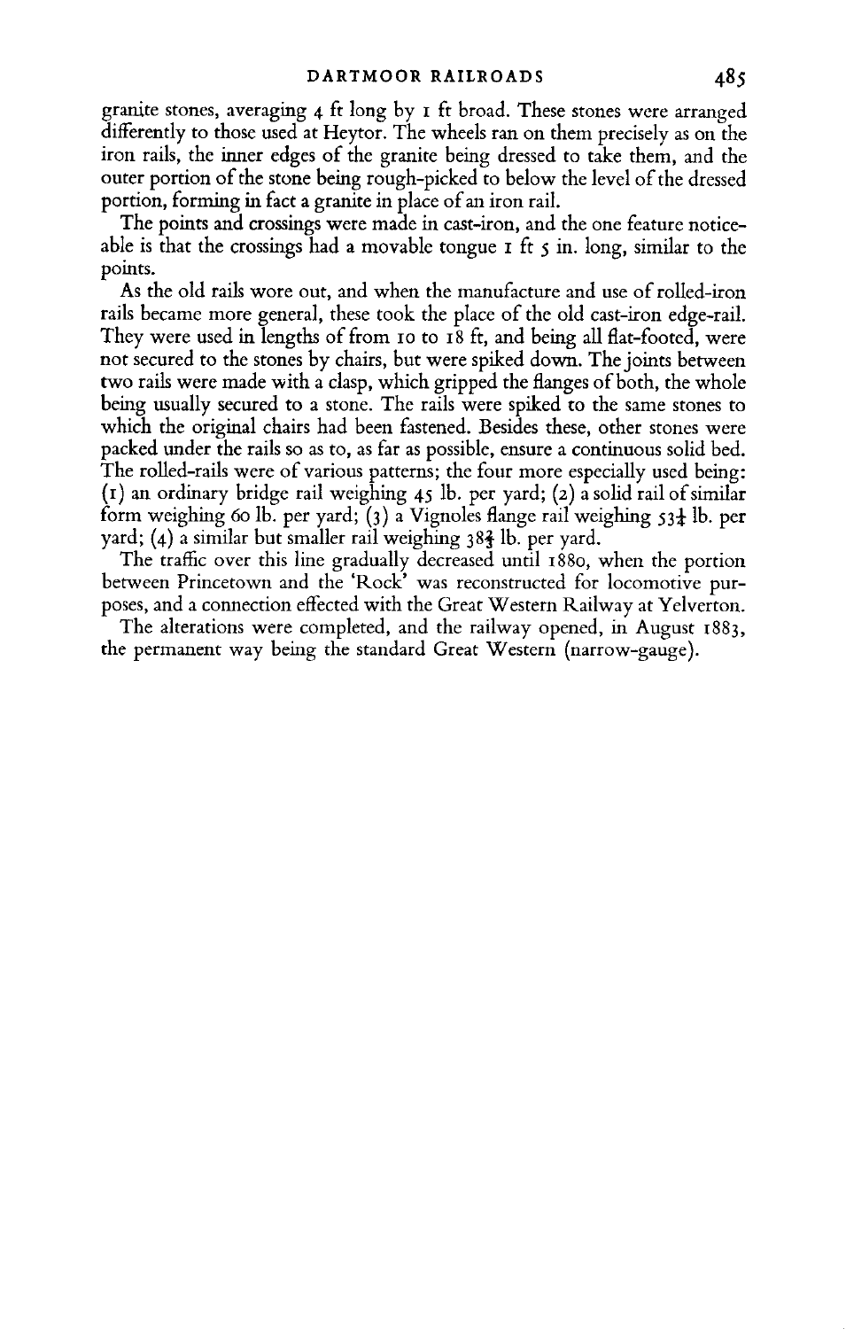granite stones, averaging 4 ft long by 1 ft broad. These stones were arranged differently to those used at Heytor. The wheels ran on them precisely as on the iron rails, the inner edges of the granite being dressed to take them, and the outer portion of the stone being rough-picked to below the level of the dressed portion, forming in fact a granite in place of an iron rail.

The points and crossings were made in cast-iron, and the one feature noticeable is that the crossings had a movable tongue 1 ft 5 in. long, similar to the points.

As the old rails wore out, and when the manufacture and use of rolled-iron rails became more general, these took the place of the old cast-iron edge-rail. They were used in lengths of from 10 to 18 ft, and being all flat-footed, were not secured to the stones by chairs, but were spiked down. The joints between two rails were made with a clasp, which gripped the flanges of both, the whole being usually secured to a stone. The rails were spiked to the same stones to which the original chairs had been fastened. Besides these, other stones were packed under the rails so as to, as far as possible, ensure a continuous solid bed. The rolled-rails were of various patterns; the four more especially used being: (1) an ordinary bridge rail weighing 45 lb. per yard; (2) a solid rail of similar form weighing 60 lb. per yard; (3) a Vignoles flange rail weighing 53¼ lb. per yard; (4) a similar but smaller rail weighing 38⅔ lb. per yard.

The traffic over this line gradually decreased until 1880, when the portion between Princetown and the 'Rock' was reconstructed for locomotive purposes, and a connection effected with the Great Western Railway at Yelverton.

The alterations were completed, and the railway opened, in August 1883, the permanent way being the standard Great Western (narrow-gauge).